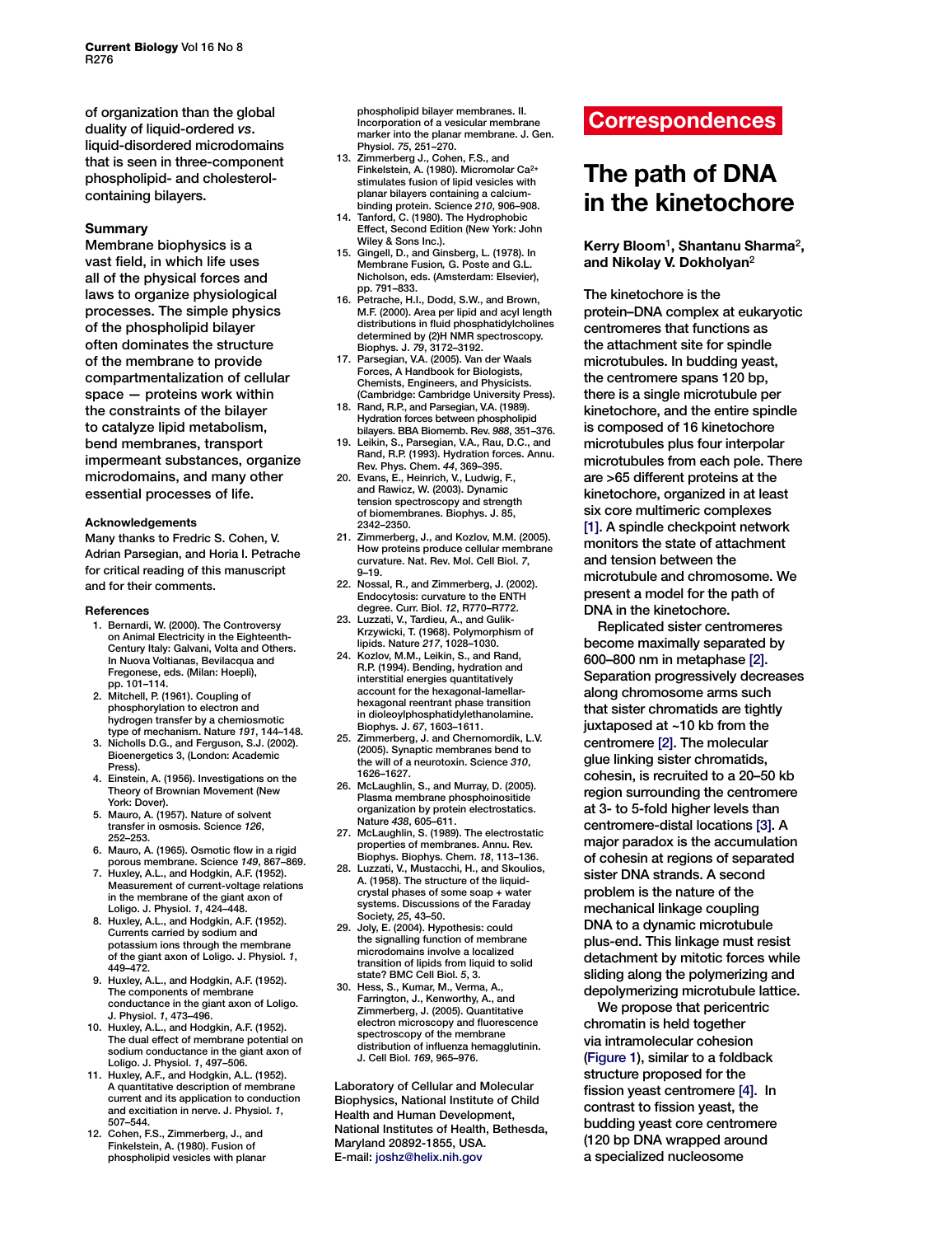of organization than the global duality of liquid-ordered *vs*. liquid-disordered microdomains that is seen in three-component phospholipid- and cholesterol-containing bilayers.

### Summary

Membrane biophysics is a vast field, in which life uses all of the physical forces and laws to organize physiological processes. The simple physics of the phospholipid bilayer often dominates the structure of the membrane to provide compartmentalization of cellular space — proteins work within the constraints of the bilayer to catalyze lipid metabolism, bend membranes, transport impermeant substances, organize microdomains, and many other essential processes of life.

#### Acknowledgements

Many thanks to Fredric S. Cohen, V. Adrian Parsegian, and Horia I. Petrache for critical reading of this manuscript and for their comments.

#### References

1. Bernardi, W. (2000). The Controversy on Animal Electricity in the Eighteenth-Century Italy: Galvani, Volta and Others. In Nuova Voltianas, Bevilacqua and Fregonese, eds. (Milan: Hoepli), pp. 101–114.
2. Mitchell, P. (1961). Coupling of phosphorylation to electron and hydrogen transfer by a chemiosmotic type of mechanism. Nature *191*, 144–148.
3. Nicholls D.G., and Ferguson, S.J. (2002). Bioenergetics 3, (London: Academic Press).
4. Einstein, A. (1956). Investigations on the Theory of Brownian Movement (New York: Dover).
5. Mauro, A. (1957). Nature of solvent transfer in osmosis. Science *126*, 252–253.
6. Mauro, A. (1965). Osmotic flow in a rigid porous membrane. Science *149*, 867–869.
7. Huxley, A.L., and Hodgkin, A.F. (1952). Measurement of current-voltage relations in the membrane of the giant axon of Loligo. J. Physiol. *1*, 424–448.
8. Huxley, A.L., and Hodgkin, A.F. (1952). Currents carried by sodium and potassium ions through the membrane of the giant axon of Loligo. J. Physiol. *1*, 449–472.
9. Huxley, A.L., and Hodgkin, A.F. (1952). The components of membrane conductance in the giant axon of Loligo. J. Physiol. *1*, 473–496.
10. Huxley, A.L., and Hodgkin, A.F. (1952). The dual effect of membrane potential on sodium conductance in the giant axon of Loligo. J. Physiol. *1*, 497–506.
11. Huxley, A.F., and Hodgkin, A.L. (1952). A quantitative description of membrane current and its application to conduction and excitiation in nerve. J. Physiol. *1*, 507–544.
12. Cohen, F.S., Zimmerberg, J., and Finkelstein, A. (1980). Fusion of phospholipid vesicles with planar phospholipid bilayer membranes. II. Incorporation of a vesicular membrane marker into the planar membrane. J. Gen. Physiol. *75*, 251–270.
13. Zimmerberg J., Cohen, F.S., and Finkelstein, A. (1980). Micromolar $Ca^{2+}$ stimulates fusion of lipid vesicles with planar bilayers containing a calcium-binding protein. Science *210*, 906–908.
14. Tanford, C. (1980). The Hydrophobic Effect, Second Edition (New York: John Wiley & Sons Inc.).
15. Gingell, D., and Ginsberg, L. (1978). In Membrane Fusion, G. Poste and G.L. Nicholson, eds. (Amsterdam: Elsevier), pp. 791–833.
16. Petrache, H.I., Dodd, S.W., and Brown, M.F. (2000). Area per lipid and acyl length distributions in fluid phosphatidylcholines determined by (2)H NMR spectroscopy. Biophys. J. *79*, 3172–3192.
17. Parsegian, V.A. (2005). Van der Waals Forces, A Handbook for Biologists, Chemists, Engineers, and Physicists. (Cambridge: Cambridge University Press).
18. Rand, R.P., and Parsegian, VA. (1989). Hydration forces between phospholipid bilayers. BBA Biomemb. Rev. *988*, 351–376.
19. Leikin, S., Parsegian, V.A., Rau, D.C., and Rand, R.P. (1993). Hydration forces. Annu. Rev. Phys. Chem. *44*, 369–395.
20. Evans, E., Heinrich, V., Ludwig, F., and Rawicz, W. (2003). Dynamic tension spectroscopy and strength of biomembranes. Biophys. J. 85, 2342–2350.
21. Zimmerberg, J., and Kozlov, M.M. (2005). How proteins produce cellular membrane curvature. Nat. Rev. Mol. Cell Biol. *7*, 9–19.
22. Nossal, R., and Zimmerberg, J. (2002). Endocytosis: curvature to the ENTH degree. Curr. Biol. *12*, R770–R772.
23. Luzzati, V., Tardieu, A., and Gulik-Krzywicki, T. (1968). Polymorphism of lipids. Nature *217*, 1028–1030.
24. Kozlov, M.M., Leikin, S., and Rand, R.P. (1994). Bending, hydration and interstitial energies quantitatively account for the hexagonal-lamellar-hexagonal reentrant phase transition in dioleoylphosphatidylethanolamine. Biophys. J. *67*, 1603–1611.
25. Zimmerberg, J. and Chernomordik, L.V. (2005). Synaptic membranes bend to the will of a neurotoxin. Science *310*, 1626–1627.
26. McLaughlin, S., and Murray, D. (2005). Plasma membrane phosphoinositide organization by protein electrostatics. Nature *438*, 605–611.
27. McLaughlin, S. (1989). The electrostatic properties of membranes. Annu. Rev. Biophys. Biophys. Chem. *18*, 113–136.
28. Luzzati, V., Mustacchi, H., and Skoulios, A. (1958). The structure of the liquid-crystal phases of some soap + water systems. Discussions of the Faraday Society, *25*, 43–50.
29. Joly, E. (2004). Hypothesis: could the signalling function of membrane microdomains involve a localized transition of lipids from liquid to solid state? BMC Cell Biol. *5*, 3.
30. Hess, S., Kumar, M., Verma, A., Farrington, J., Kenworthy, A., and Zimmerberg, J. (2005). Quantitative electron microscopy and fluorescence spectroscopy of the membrane distribution of influenza hemagglutinin. J. Cell Biol. *169*, 965–976.

Laboratory of Cellular and Molecular Biophysics, National Institute of Child Health and Human Development, National Institutes of Health, Bethesda, Maryland 20892-1855, USA.
E-mail: joshz@helix.nih.gov

## Correspondences

# The path of DNA in the kinetochore

**Kerry Bloom[1], Shantanu Sharma[2], and Nikolay V. Dokholyan[2]**

The kinetochore is the protein–DNA complex at eukaryotic centromeres that functions as the attachment site for spindle microtubules. In budding yeast, the centromere spans 120 bp, there is a single microtubule per kinetochore, and the entire spindle is composed of 16 kinetochore microtubules plus four interpolar microtubules from each pole. There are >65 different proteins at the kinetochore, organized in at least six core multimeric complexes [1]. A spindle checkpoint network monitors the state of attachment and tension between the microtubule and chromosome. We present a model for the path of DNA in the kinetochore.

Replicated sister centromeres become maximally separated by 600–800 nm in metaphase [2]. Separation progressively decreases along chromosome arms such that sister chromatids are tightly juxtaposed at ~10 kb from the centromere [2]. The molecular glue linking sister chromatids, cohesin, is recruited to a 20–50 kb region surrounding the centromere at 3- to 5-fold higher levels than centromere-distal locations [3]. A major paradox is the accumulation of cohesin at regions of separated sister DNA strands. A second problem is the nature of the mechanical linkage coupling DNA to a dynamic microtubule plus-end. This linkage must resist detachment by mitotic forces while sliding along the polymerizing and depolymerizing microtubule lattice.

We propose that pericentric chromatin is held together via intramolecular cohesion (Figure 1), similar to a foldback structure proposed for the fission yeast centromere [4]. In contrast to fission yeast, the budding yeast core centromere (120 bp DNA wrapped around a specialized nucleosome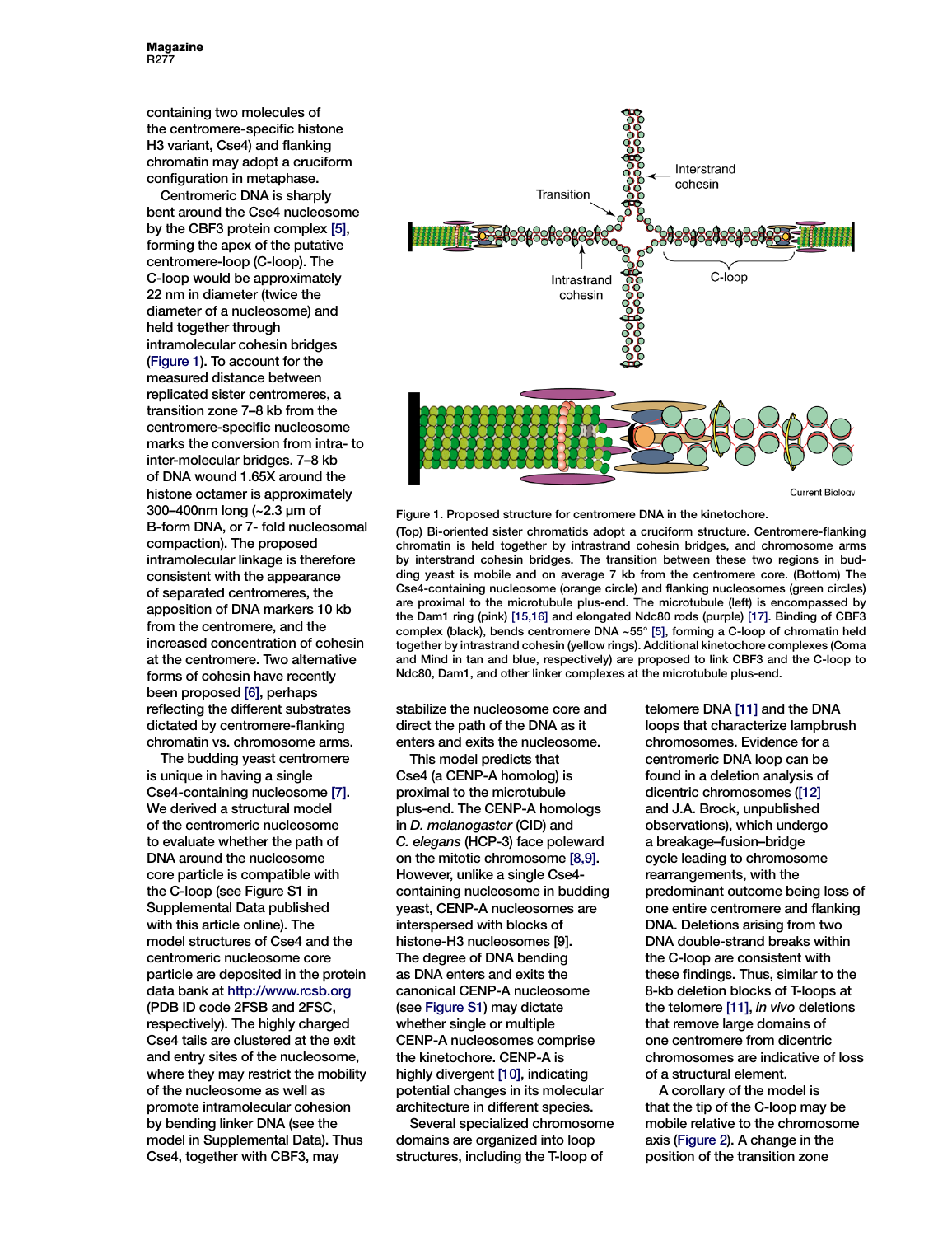containing two molecules of the centromere-specific histone H3 variant, Cse4) and flanking chromatin may adopt a cruciform configuration in metaphase.

Centromeric DNA is sharply bent around the Cse4 nucleosome by the CBF3 protein complex [5], forming the apex of the putative centromere-loop (C-loop). The C-loop would be approximately 22 nm in diameter (twice the diameter of a nucleosome) and held together through intramolecular cohesin bridges (Figure 1). To account for the measured distance between replicated sister centromeres, a transition zone 7–8 kb from the centromere-specific nucleosome marks the conversion from intra- to inter-molecular bridges. 7–8 kb of DNA wound 1.65X around the histone octamer is approximately 300–400nm long (~2.3 μm of B-form DNA, or 7- fold nucleosomal compaction). The proposed intramolecular linkage is therefore consistent with the appearance of separated centromeres, the apposition of DNA markers 10 kb from the centromere, and the increased concentration of cohesin at the centromere. Two alternative forms of cohesin have recently been proposed [6], perhaps reflecting the different substrates dictated by centromere-flanking chromatin vs. chromosome arms.

The budding yeast centromere is unique in having a single Cse4-containing nucleosome [7]. We derived a structural model of the centromeric nucleosome to evaluate whether the path of DNA around the nucleosome core particle is compatible with the C-loop (see Figure S1 in Supplemental Data published with this article online). The model structures of Cse4 and the centromeric nucleosome core particle are deposited in the protein data bank at http://www.rcsb.org (PDB ID code 2FSB and 2FSC, respectively). The highly charged Cse4 tails are clustered at the exit and entry sites of the nucleosome, where they may restrict the mobility of the nucleosome as well as promote intramolecular cohesion by bending linker DNA (see the model in Supplemental Data). Thus Cse4, together with CBF3, may stabilize the nucleosome core and direct the path of the DNA as it enters and exits the nucleosome.

Figure 1. Proposed structure for centromere DNA in the kinetochore.

(Top) Bi-oriented sister chromatids adopt a cruciform structure. Centromere-flanking chromatin is held together by intrastrand cohesin bridges, and chromosome arms by interstrand cohesin bridges. The transition between these two regions in budding yeast is mobile and on average 7 kb from the centromere core. (Bottom) The Cse4-containing nucleosome (orange circle) and flanking nucleosomes (green circles) are proximal to the microtubule plus-end. The microtubule (left) is encompassed by the Dam1 ring (pink) [15,16] and elongated Ndc80 rods (purple) [17]. Binding of CBF3 complex (black), bends centromere DNA ~55° [5], forming a C-loop of chromatin held together by intrastrand cohesin (yellow rings). Additional kinetochore complexes (Coma and Mind in tan and blue, respectively) are proposed to link CBF3 and the C-loop to Ndc80, Dam1, and other linker complexes at the microtubule plus-end.

This model predicts that Cse4 (a CENP-A homolog) is proximal to the microtubule plus-end. The CENP-A homologs in *D. melanogaster* (CID) and *C. elegans* (HCP-3) face poleward on the mitotic chromosome [8,9]. However, unlike a single Cse4-containing nucleosome in budding yeast, CENP-A nucleosomes are interspersed with blocks of histone-H3 nucleosomes [9]. The degree of DNA bending as DNA enters and exits the canonical CENP-A nucleosome (see Figure S1) may dictate whether single or multiple CENP-A nucleosomes comprise the kinetochore. CENP-A is highly divergent [10], indicating potential changes in its molecular architecture in different species.

Several specialized chromosome domains are organized into loop structures, including the T-loop of telomere DNA [11] and the DNA loops that characterize lampbrush chromosomes. Evidence for a centromeric DNA loop can be found in a deletion analysis of dicentric chromosomes ([12] and J.A. Brock, unpublished observations), which undergo a breakage–fusion–bridge cycle leading to chromosome rearrangements, with the predominant outcome being loss of one entire centromere and flanking DNA. Deletions arising from two DNA double-strand breaks within the C-loop are consistent with these findings. Thus, similar to the 8-kb deletion blocks of T-loops at the telomere [11], *in vivo* deletions that remove large domains of one centromere from dicentric chromosomes are indicative of loss of a structural element.

A corollary of the model is that the tip of the C-loop may be mobile relative to the chromosome axis (Figure 2). A change in the position of the transition zone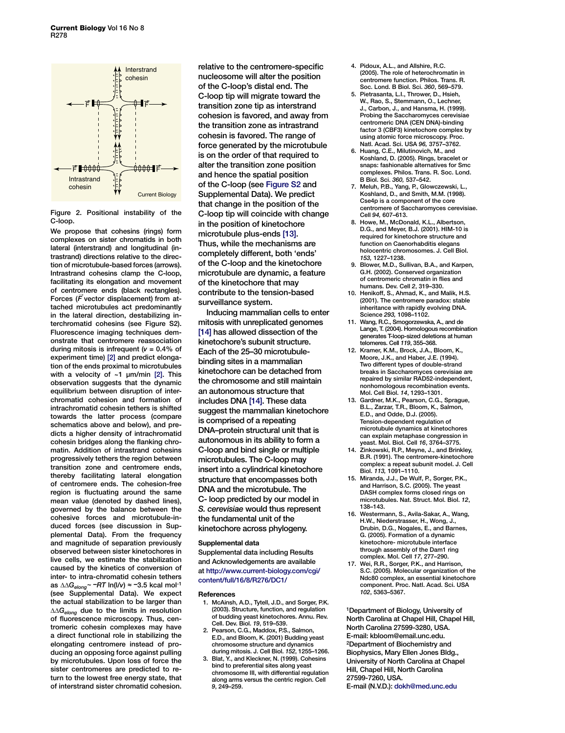Interstrand cohesin

F

F

F

F

Intrastrand cohesin

Current Biology

Figure 2. Positional instability of the C-loop.

We propose that cohesins (rings) form complexes on sister chromatids in both lateral (interstrand) and longitudinal (intrastrand) directions relative to the direction of microtubule-based forces (arrows). Intrastrand cohesins clamp the C-loop, facilitating its elongation and movement of centromere ends (black rectangles). Forces ($\vec{F}$ vector displacement) from attached microtubules act predominantly in the lateral direction, destabilizing interchromatid cohesins (see Figure S2). Fluorescence imaging techniques demonstrate that centromere reassociation during mitosis is infrequent ($v$ = 0.4% of experiment time) [2] and predict elongation of the ends proximal to microtubules with a velocity of ~1 µm/min [2]. This observation suggests that the dynamic equilibrium between disruption of interchromatid cohesion and formation of intrachromatid cohesin tethers is shifted towards the latter process (compare schematics above and below), and predicts a higher density of intrachromatid cohesin bridges along the flanking chromatin. Addition of intrastrand cohesins progressively tethers the region between transition zone and centromere ends, thereby facilitating lateral elongation of centromere ends. The cohesin-free region is fluctuating around the same mean value (denoted by dashed lines), governed by the balance between the cohesive forces and microtubule-induced forces (see discussion in Supplemental Data). From the frequency and magnitude of separation previously observed between sister kinetochores in live cells, we estimate the stabilization caused by the kinetics of conversion of inter- to intra-chromatid cohesin tethers as $\Delta\Delta G_{elong} \sim -RT \ln(l/v) \approx -3.5$ kcal mol$^{-1}$ (see Supplemental Data). We expect the actual stabilization to be larger than $\Delta\Delta G_{elong}$ due to the limits in resolution of fluorescence microscopy. Thus, centromeric cohesin complexes may have a direct functional role in stabilizing the elongating centromere instead of producing an opposing force against pulling by microtubules. Upon loss of force the sister centromeres are predicted to return to the lowest free energy state, that of interstrand sister chromatid cohesion.

relative to the centromere-specific nucleosome will alter the position of the C-loop's distal end. The C-loop tip will migrate toward the transition zone tip as interstrand cohesion is favored, and away from the transition zone as intrastrand cohesin is favored. The range of force generated by the microtubule is on the order of that required to alter the transition zone position and hence the spatial position of the C-loop (see Figure S2 and Supplemental Data). We predict that change in the position of the C-loop tip will coincide with change in the position of kinetochore microtubule plus-ends [13]. Thus, while the mechanisms are completely different, both 'ends' of the C-loop and the kinetochore microtubule are dynamic, a feature of the kinetochore that may contribute to the tension-based surveillance system.

Inducing mammalian cells to enter mitosis with unreplicated genomes [14] has allowed dissection of the kinetochore's subunit structure. Each of the 25–30 microtubule-binding sites in a mammalian kinetochore can be detached from the chromosome and still maintain an autonomous structure that includes DNA [14]. These data suggest the mammalian kinetochore is comprised of a repeating DNA–protein structural unit that is autonomous in its ability to form a C-loop and bind single or multiple microtubules. The C-loop may insert into a cylindrical kinetochore structure that encompasses both DNA and the microtubule. The C- loop predicted by our model in *S. cerevisiae* would thus represent the fundamental unit of the kinetochore across phylogeny.

### Supplemental data

Supplemental data including Results and Acknowledgements are available at http://www.current-biology.com/cgi/content/full/16/8/R276/DC1/

### References

1. McAinsh, A.D., Tytell, J.D., and Sorger, P.K. (2003). Structure, function, and regulation of budding yeast kinetochores. Annu. Rev. Cell. Dev. Biol. *19*, 519–539.
2. Pearson, C.G., Maddox, P.S., Salmon, E.D., and Bloom, K. (2001) Budding yeast chromosome structure and dynamics during mitosis. J. Cell Biol. *152*, 1255–1266.
3. Blat, Y., and Kleckner, N. (1999). Cohesins bind to preferential sites along yeast chromosome III, with differential regulation along arms versus the centric region. Cell *9*, 249–259.
4. Pidoux, A.L., and Allshire, R.C. (2005). The role of heterochromatin in centromere function. Philos. Trans. R. Soc. Lond. B Biol. Sci. *360*, 569–579.
5. Pietrasanta, L.I., Thrower, D., Hsieh, W., Rao, S., Stemmann, O., Lechner, J., Carbon, J., and Hansma, H. (1999). Probing the Saccharomyces cerevisiae centromeric DNA (CEN DNA)-binding factor 3 (CBF3) kinetochore complex by using atomic force microscopy. Proc. Natl. Acad. Sci. USA *96,* 3757–3762.
6. Huang, C.E., Milutinovich, M., and Koshland, D. (2005). Rings, bracelet or snaps: fashionable alternatives for Smc complexes. Philos. Trans. R. Soc. Lond. B Biol. Sci. *360,* 537–542.
7. Meluh, P.B., Yang, P., Glowczewski, L., Koshland, D., and Smith, M.M. (1998). Cse4p is a component of the core centromere of Saccharomyces cerevisiae. Cell *94,* 607–613.
8. Howe, M., McDonald, K.L., Albertson, D.G., and Meyer, B.J. (2001). HIM-10 is required for kinetochore structure and function on Caenorhabditis elegans holocentric chromosomes. J. Cell Biol. *153,* 1227–1238.
9. Blower, M.D., Sullivan, B.A., and Karpen, G.H. (2002). Conserved organization of centromeric chromatin in flies and humans. Dev. Cell *2*, 319–330.
10. Henikoff, S., Ahmad, K., and Malik, H.S. (2001). The centromere paradox: stable inheritance with rapidly evolving DNA. Science *293,* 1098–1102.
11. Wang, R.C., Smogorzewska, A., and de Lange, T. (2004). Homologous recombination generates T-loop-sized deletions at human telomeres. Cell *119*, 355–368.
12. Kramer, K.M., Brock, J.A., Bloom, K., Moore, J.K., and Haber, J.E. (1994). Two different types of double-strand breaks in Saccharomyces cerevisiae are repaired by similar RAD52-independent, nonhomologous recombination events. Mol. Cell Biol. *14*, 1293–1301.
13. Gardner, M.K., Pearson, C.G., Sprague, B.L., Zarzar, T.R., Bloom, K., Salmon, E.D., and Odde, D.J. (2005). Tension-dependent regulation of microtubule dynamics at kinetochores can explain metaphase congression in yeast. Mol. Biol. Cell *16*, 3764–3775.
14. Zinkowski, R.P., Meyne, J., and Brinkley, B.R. (1991). The centromere-kinetochore complex: a repeat subunit model. J. Cell Biol. *113,* 1091–1110.
15. Miranda, J.J., De Wulf, P., Sorger, P.K., and Harrison, S.C. (2005). The yeast DASH complex forms closed rings on microtubules. Nat. Struct. Mol. Biol. *12*, 138–143.
16. Westermann, S., Avila-Sakar, A., Wang, H.W., Niederstrasser, H., Wong, J., Drubin, D.G., Nogales, E., and Barnes, G. (2005). Formation of a dynamic kinetochore- microtubule interface through assembly of the Dam1 ring complex. Mol. Cell *17*, 277–290.
17. Wei, R.R., Sorger, P.K., and Harrison, S.C. (2005). Molecular organization of the Ndc80 complex, an essential kinetochore component. Proc. Natl. Acad. Sci. USA *102*, 5363–5367.

[1]Department of Biology, University of North Carolina at Chapel Hill, Chapel Hill, North Carolina 27599-3280, USA. E-mail: kbloom@email.unc.edu. [2]Department of Biochemistry and Biophysics, Mary Ellen Jones Bldg., University of North Carolina at Chapel Hill, Chapel Hill, North Carolina 27599-7260, USA.
E-mail (N.V.D.): dokh@med.unc.edu